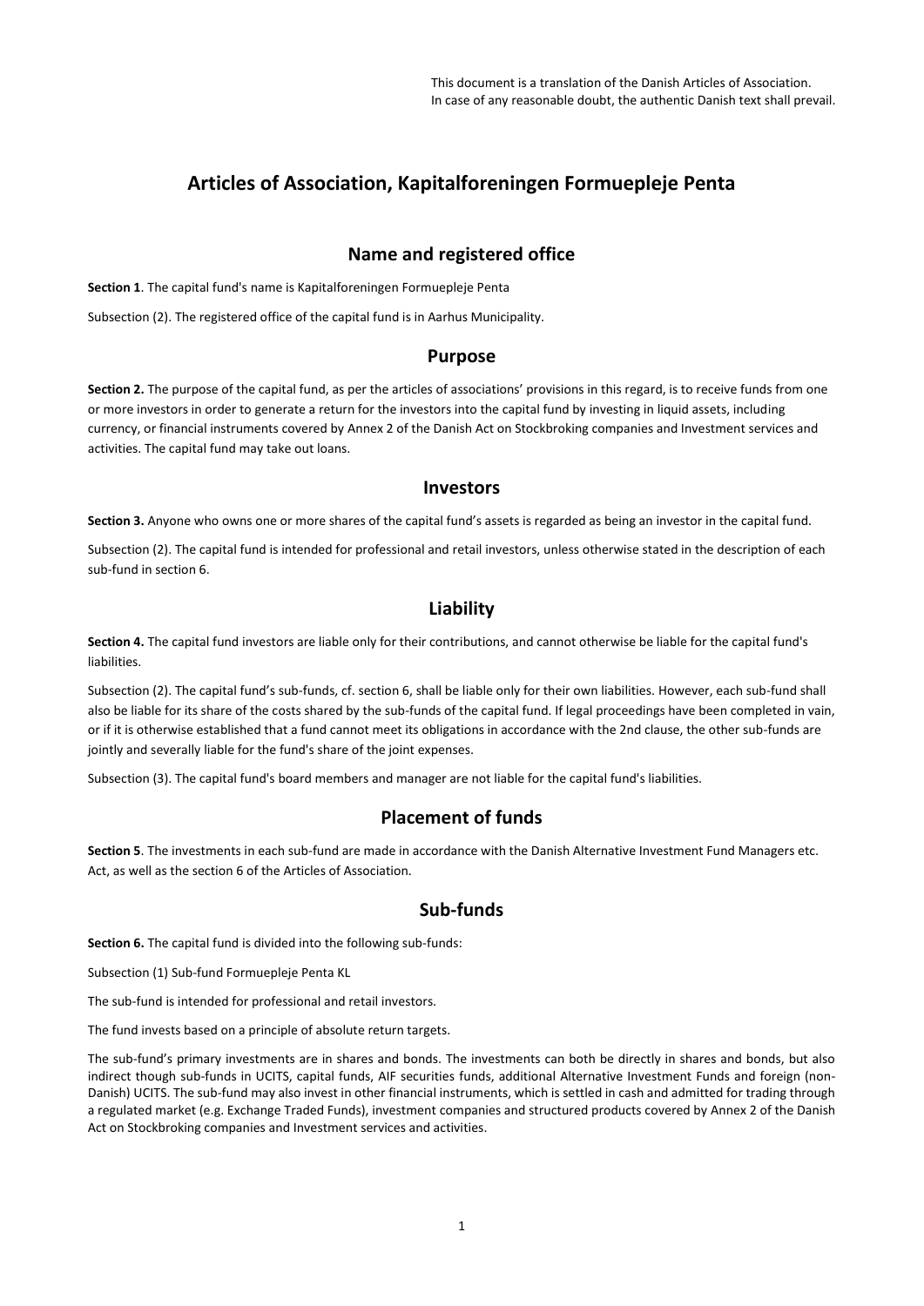This document is a translation of the Danish Articles of Association.
In case of any reasonable doubt, the authentic Danish text shall prevail.

# Articles of Association, Kapitalforeningen Formuepleje Penta

## Name and registered office

**Section 1**. The capital fund's name is Kapitalforeningen Formuepleje Penta

Subsection (2). The registered office of the capital fund is in Aarhus Municipality.

## Purpose

**Section 2.** The purpose of the capital fund, as per the articles of associations' provisions in this regard, is to receive funds from one or more investors in order to generate a return for the investors into the capital fund by investing in liquid assets, including currency, or financial instruments covered by Annex 2 of the Danish Act on Stockbroking companies and Investment services and activities. The capital fund may take out loans.

## Investors

**Section 3.** Anyone who owns one or more shares of the capital fund's assets is regarded as being an investor in the capital fund.

Subsection (2). The capital fund is intended for professional and retail investors, unless otherwise stated in the description of each sub-fund in section 6.

## Liability

**Section 4.** The capital fund investors are liable only for their contributions, and cannot otherwise be liable for the capital fund's liabilities.

Subsection (2). The capital fund's sub-funds, cf. section 6, shall be liable only for their own liabilities. However, each sub-fund shall also be liable for its share of the costs shared by the sub-funds of the capital fund. If legal proceedings have been completed in vain, or if it is otherwise established that a fund cannot meet its obligations in accordance with the 2nd clause, the other sub-funds are jointly and severally liable for the fund's share of the joint expenses.

Subsection (3). The capital fund's board members and manager are not liable for the capital fund's liabilities.

## Placement of funds

**Section 5**. The investments in each sub-fund are made in accordance with the Danish Alternative Investment Fund Managers etc. Act, as well as the section 6 of the Articles of Association.

## Sub-funds

**Section 6.** The capital fund is divided into the following sub-funds:

Subsection (1) Sub-fund Formuepleje Penta KL

The sub-fund is intended for professional and retail investors.

The fund invests based on a principle of absolute return targets.

The sub-fund's primary investments are in shares and bonds. The investments can both be directly in shares and bonds, but also indirect though sub-funds in UCITS, capital funds, AIF securities funds, additional Alternative Investment Funds and foreign (non-Danish) UCITS. The sub-fund may also invest in other financial instruments, which is settled in cash and admitted for trading through a regulated market (e.g. Exchange Traded Funds), investment companies and structured products covered by Annex 2 of the Danish Act on Stockbroking companies and Investment services and activities.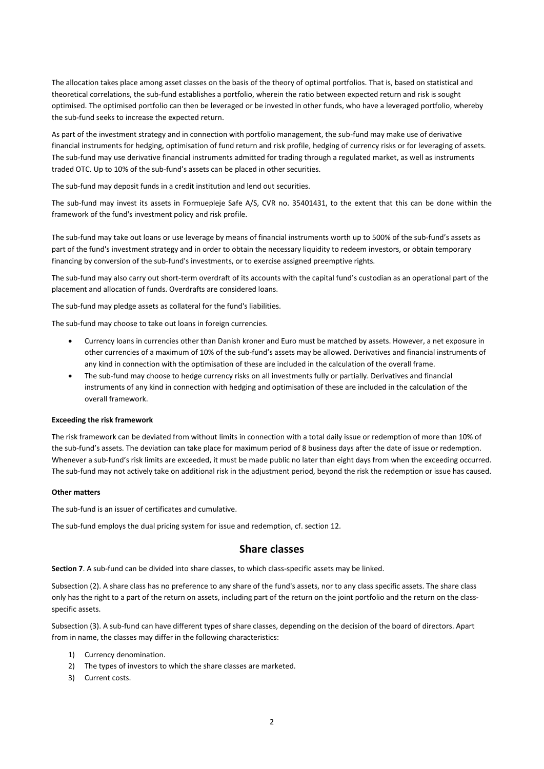The allocation takes place among asset classes on the basis of the theory of optimal portfolios. That is, based on statistical and theoretical correlations, the sub-fund establishes a portfolio, wherein the ratio between expected return and risk is sought optimised. The optimised portfolio can then be leveraged or be invested in other funds, who have a leveraged portfolio, whereby the sub-fund seeks to increase the expected return.

As part of the investment strategy and in connection with portfolio management, the sub-fund may make use of derivative financial instruments for hedging, optimisation of fund return and risk profile, hedging of currency risks or for leveraging of assets. The sub-fund may use derivative financial instruments admitted for trading through a regulated market, as well as instruments traded OTC. Up to 10% of the sub-fund's assets can be placed in other securities.

The sub-fund may deposit funds in a credit institution and lend out securities.

The sub-fund may invest its assets in Formuepleje Safe A/S, CVR no. 35401431, to the extent that this can be done within the framework of the fund's investment policy and risk profile.

The sub-fund may take out loans or use leverage by means of financial instruments worth up to 500% of the sub-fund's assets as part of the fund's investment strategy and in order to obtain the necessary liquidity to redeem investors, or obtain temporary financing by conversion of the sub-fund's investments, or to exercise assigned preemptive rights.

The sub-fund may also carry out short-term overdraft of its accounts with the capital fund's custodian as an operational part of the placement and allocation of funds. Overdrafts are considered loans.

The sub-fund may pledge assets as collateral for the fund's liabilities.

The sub-fund may choose to take out loans in foreign currencies.

- Currency loans in currencies other than Danish kroner and Euro must be matched by assets. However, a net exposure in other currencies of a maximum of 10% of the sub-fund's assets may be allowed. Derivatives and financial instruments of any kind in connection with the optimisation of these are included in the calculation of the overall frame.
- The sub-fund may choose to hedge currency risks on all investments fully or partially. Derivatives and financial instruments of any kind in connection with hedging and optimisation of these are included in the calculation of the overall framework.

**Exceeding the risk framework**

The risk framework can be deviated from without limits in connection with a total daily issue or redemption of more than 10% of the sub-fund's assets. The deviation can take place for maximum period of 8 business days after the date of issue or redemption. Whenever a sub-fund's risk limits are exceeded, it must be made public no later than eight days from when the exceeding occurred. The sub-fund may not actively take on additional risk in the adjustment period, beyond the risk the redemption or issue has caused.

**Other matters**

The sub-fund is an issuer of certificates and cumulative.

The sub-fund employs the dual pricing system for issue and redemption, cf. section 12.

## Share classes

**Section 7**. A sub-fund can be divided into share classes, to which class-specific assets may be linked.

Subsection (2). A share class has no preference to any share of the fund's assets, nor to any class specific assets. The share class only has the right to a part of the return on assets, including part of the return on the joint portfolio and the return on the class-specific assets.

Subsection (3). A sub-fund can have different types of share classes, depending on the decision of the board of directors. Apart from in name, the classes may differ in the following characteristics:

1) Currency denomination.
2) The types of investors to which the share classes are marketed.
3) Current costs.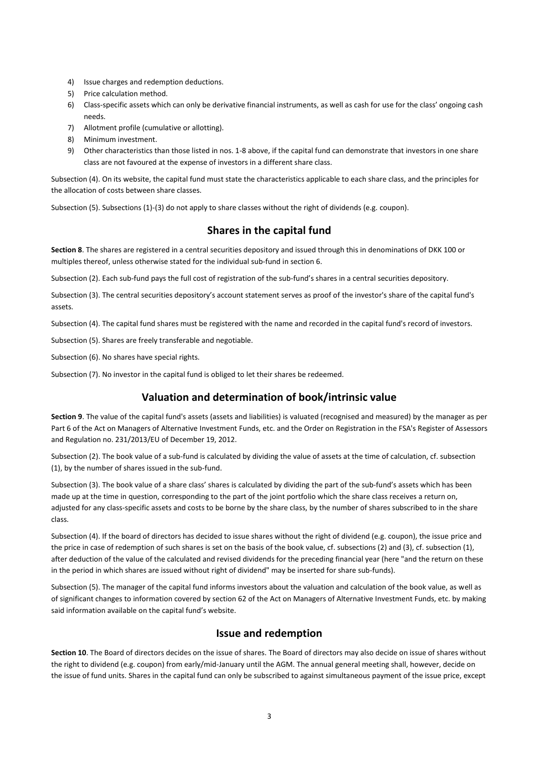4) Issue charges and redemption deductions.
5) Price calculation method.
6) Class-specific assets which can only be derivative financial instruments, as well as cash for use for the class' ongoing cash needs.
7) Allotment profile (cumulative or allotting).
8) Minimum investment.
9) Other characteristics than those listed in nos. 1-8 above, if the capital fund can demonstrate that investors in one share class are not favoured at the expense of investors in a different share class.

Subsection (4). On its website, the capital fund must state the characteristics applicable to each share class, and the principles for the allocation of costs between share classes.

Subsection (5). Subsections (1)-(3) do not apply to share classes without the right of dividends (e.g. coupon).

## Shares in the capital fund

**Section 8**. The shares are registered in a central securities depository and issued through this in denominations of DKK 100 or multiples thereof, unless otherwise stated for the individual sub-fund in section 6.

Subsection (2). Each sub-fund pays the full cost of registration of the sub-fund's shares in a central securities depository.

Subsection (3). The central securities depository's account statement serves as proof of the investor's share of the capital fund's assets.

Subsection (4). The capital fund shares must be registered with the name and recorded in the capital fund's record of investors.

Subsection (5). Shares are freely transferable and negotiable.

Subsection (6). No shares have special rights.

Subsection (7). No investor in the capital fund is obliged to let their shares be redeemed.

## Valuation and determination of book/intrinsic value

**Section 9**. The value of the capital fund's assets (assets and liabilities) is valuated (recognised and measured) by the manager as per Part 6 of the Act on Managers of Alternative Investment Funds, etc. and the Order on Registration in the FSA's Register of Assessors and Regulation no. 231/2013/EU of December 19, 2012.

Subsection (2). The book value of a sub-fund is calculated by dividing the value of assets at the time of calculation, cf. subsection (1), by the number of shares issued in the sub-fund.

Subsection (3). The book value of a share class' shares is calculated by dividing the part of the sub-fund's assets which has been made up at the time in question, corresponding to the part of the joint portfolio which the share class receives a return on, adjusted for any class-specific assets and costs to be borne by the share class, by the number of shares subscribed to in the share class.

Subsection (4). If the board of directors has decided to issue shares without the right of dividend (e.g. coupon), the issue price and the price in case of redemption of such shares is set on the basis of the book value, cf. subsections (2) and (3), cf. subsection (1), after deduction of the value of the calculated and revised dividends for the preceding financial year (here "and the return on these in the period in which shares are issued without right of dividend" may be inserted for share sub-funds).

Subsection (5). The manager of the capital fund informs investors about the valuation and calculation of the book value, as well as of significant changes to information covered by section 62 of the Act on Managers of Alternative Investment Funds, etc. by making said information available on the capital fund's website.

## Issue and redemption

**Section 10**. The Board of directors decides on the issue of shares. The Board of directors may also decide on issue of shares without the right to dividend (e.g. coupon) from early/mid-January until the AGM. The annual general meeting shall, however, decide on the issue of fund units. Shares in the capital fund can only be subscribed to against simultaneous payment of the issue price, except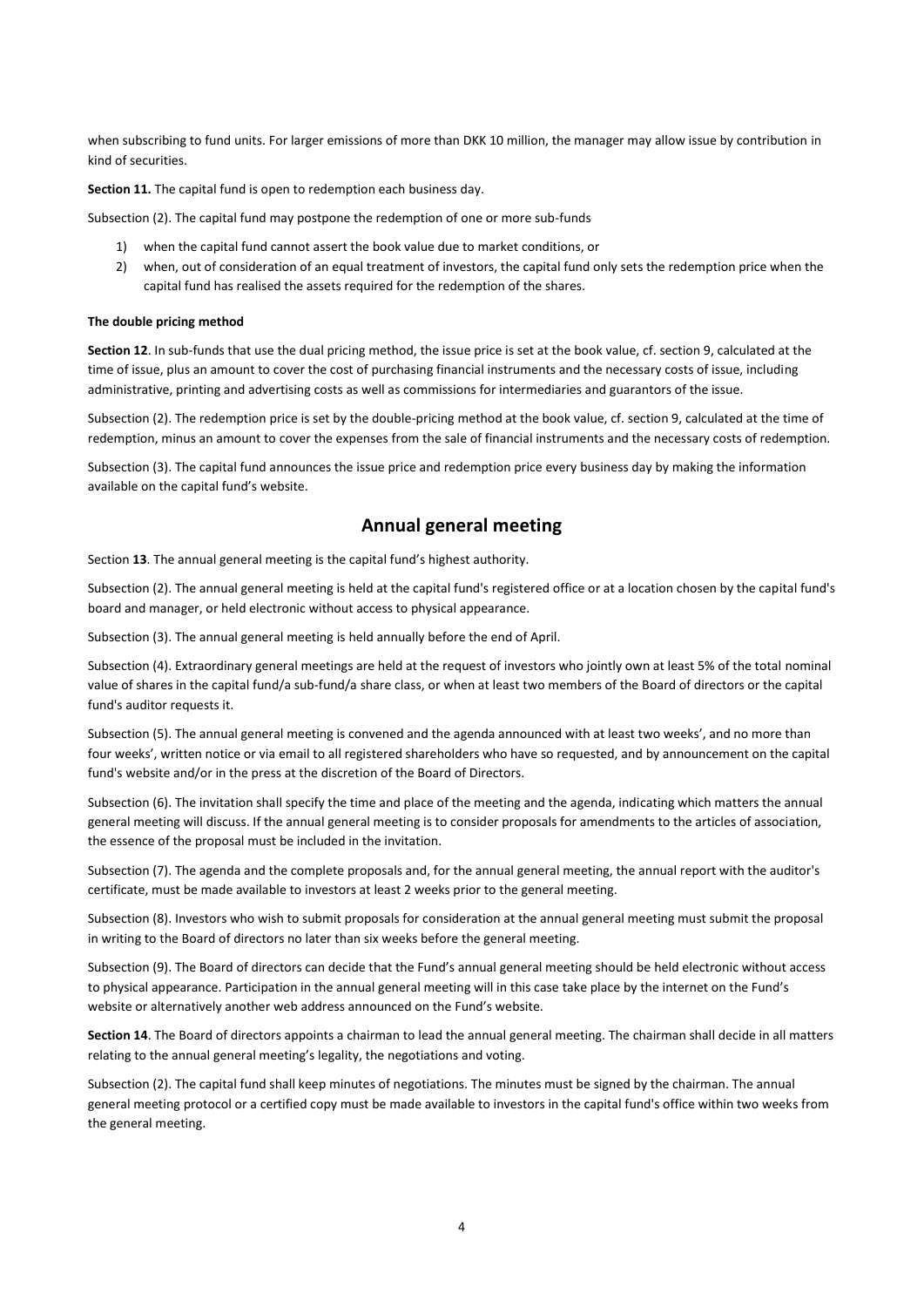when subscribing to fund units. For larger emissions of more than DKK 10 million, the manager may allow issue by contribution in kind of securities.

**Section 11.** The capital fund is open to redemption each business day.

Subsection (2). The capital fund may postpone the redemption of one or more sub-funds

1) when the capital fund cannot assert the book value due to market conditions, or
2) when, out of consideration of an equal treatment of investors, the capital fund only sets the redemption price when the capital fund has realised the assets required for the redemption of the shares.

**The double pricing method**

**Section 12**. In sub-funds that use the dual pricing method, the issue price is set at the book value, cf. section 9, calculated at the time of issue, plus an amount to cover the cost of purchasing financial instruments and the necessary costs of issue, including administrative, printing and advertising costs as well as commissions for intermediaries and guarantors of the issue.

Subsection (2). The redemption price is set by the double-pricing method at the book value, cf. section 9, calculated at the time of redemption, minus an amount to cover the expenses from the sale of financial instruments and the necessary costs of redemption.

Subsection (3). The capital fund announces the issue price and redemption price every business day by making the information available on the capital fund's website.

## Annual general meeting

Section **13**. The annual general meeting is the capital fund's highest authority.

Subsection (2). The annual general meeting is held at the capital fund's registered office or at a location chosen by the capital fund's board and manager, or held electronic without access to physical appearance.

Subsection (3). The annual general meeting is held annually before the end of April.

Subsection (4). Extraordinary general meetings are held at the request of investors who jointly own at least 5% of the total nominal value of shares in the capital fund/a sub-fund/a share class, or when at least two members of the Board of directors or the capital fund's auditor requests it.

Subsection (5). The annual general meeting is convened and the agenda announced with at least two weeks', and no more than four weeks', written notice or via email to all registered shareholders who have so requested, and by announcement on the capital fund's website and/or in the press at the discretion of the Board of Directors.

Subsection (6). The invitation shall specify the time and place of the meeting and the agenda, indicating which matters the annual general meeting will discuss. If the annual general meeting is to consider proposals for amendments to the articles of association, the essence of the proposal must be included in the invitation.

Subsection (7). The agenda and the complete proposals and, for the annual general meeting, the annual report with the auditor's certificate, must be made available to investors at least 2 weeks prior to the general meeting.

Subsection (8). Investors who wish to submit proposals for consideration at the annual general meeting must submit the proposal in writing to the Board of directors no later than six weeks before the general meeting.

Subsection (9). The Board of directors can decide that the Fund's annual general meeting should be held electronic without access to physical appearance. Participation in the annual general meeting will in this case take place by the internet on the Fund's website or alternatively another web address announced on the Fund's website.

**Section 14**. The Board of directors appoints a chairman to lead the annual general meeting. The chairman shall decide in all matters relating to the annual general meeting's legality, the negotiations and voting.

Subsection (2). The capital fund shall keep minutes of negotiations. The minutes must be signed by the chairman. The annual general meeting protocol or a certified copy must be made available to investors in the capital fund's office within two weeks from the general meeting.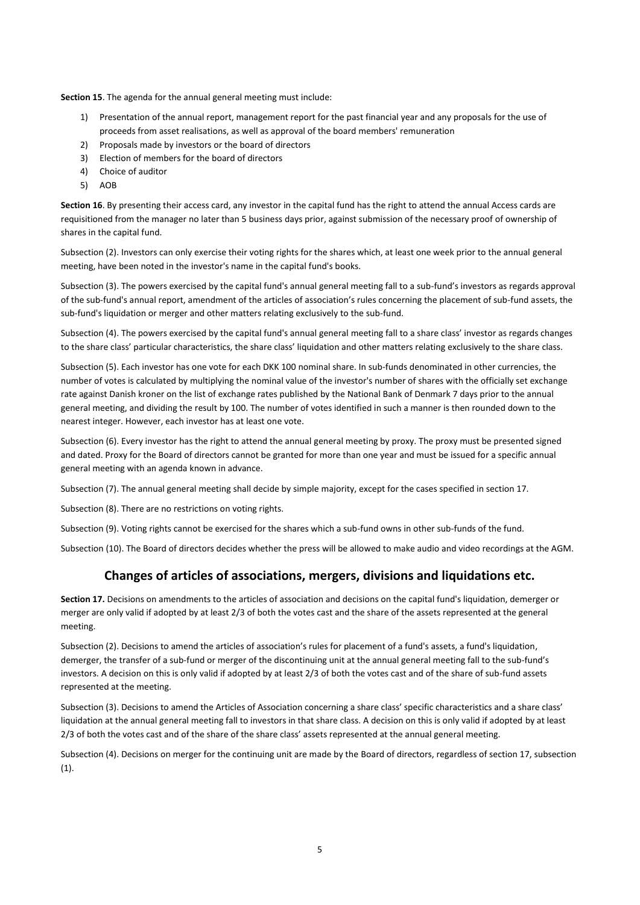**Section 15**. The agenda for the annual general meeting must include:

1) Presentation of the annual report, management report for the past financial year and any proposals for the use of proceeds from asset realisations, as well as approval of the board members' remuneration
2) Proposals made by investors or the board of directors
3) Election of members for the board of directors
4) Choice of auditor
5) AOB

**Section 16**. By presenting their access card, any investor in the capital fund has the right to attend the annual Access cards are requisitioned from the manager no later than 5 business days prior, against submission of the necessary proof of ownership of shares in the capital fund.

Subsection (2). Investors can only exercise their voting rights for the shares which, at least one week prior to the annual general meeting, have been noted in the investor's name in the capital fund's books.

Subsection (3). The powers exercised by the capital fund's annual general meeting fall to a sub-fund's investors as regards approval of the sub-fund's annual report, amendment of the articles of association's rules concerning the placement of sub-fund assets, the sub-fund's liquidation or merger and other matters relating exclusively to the sub-fund.

Subsection (4). The powers exercised by the capital fund's annual general meeting fall to a share class' investor as regards changes to the share class' particular characteristics, the share class' liquidation and other matters relating exclusively to the share class.

Subsection (5). Each investor has one vote for each DKK 100 nominal share. In sub-funds denominated in other currencies, the number of votes is calculated by multiplying the nominal value of the investor's number of shares with the officially set exchange rate against Danish kroner on the list of exchange rates published by the National Bank of Denmark 7 days prior to the annual general meeting, and dividing the result by 100. The number of votes identified in such a manner is then rounded down to the nearest integer. However, each investor has at least one vote.

Subsection (6). Every investor has the right to attend the annual general meeting by proxy. The proxy must be presented signed and dated. Proxy for the Board of directors cannot be granted for more than one year and must be issued for a specific annual general meeting with an agenda known in advance.

Subsection (7). The annual general meeting shall decide by simple majority, except for the cases specified in section 17.

Subsection (8). There are no restrictions on voting rights.

Subsection (9). Voting rights cannot be exercised for the shares which a sub-fund owns in other sub-funds of the fund.

Subsection (10). The Board of directors decides whether the press will be allowed to make audio and video recordings at the AGM.

## Changes of articles of associations, mergers, divisions and liquidations etc.

**Section 17.** Decisions on amendments to the articles of association and decisions on the capital fund's liquidation, demerger or merger are only valid if adopted by at least 2/3 of both the votes cast and the share of the assets represented at the general meeting.

Subsection (2). Decisions to amend the articles of association's rules for placement of a fund's assets, a fund's liquidation, demerger, the transfer of a sub-fund or merger of the discontinuing unit at the annual general meeting fall to the sub-fund's investors. A decision on this is only valid if adopted by at least 2/3 of both the votes cast and of the share of sub-fund assets represented at the meeting.

Subsection (3). Decisions to amend the Articles of Association concerning a share class' specific characteristics and a share class' liquidation at the annual general meeting fall to investors in that share class. A decision on this is only valid if adopted by at least 2/3 of both the votes cast and of the share of the share class' assets represented at the annual general meeting.

Subsection (4). Decisions on merger for the continuing unit are made by the Board of directors, regardless of section 17, subsection (1).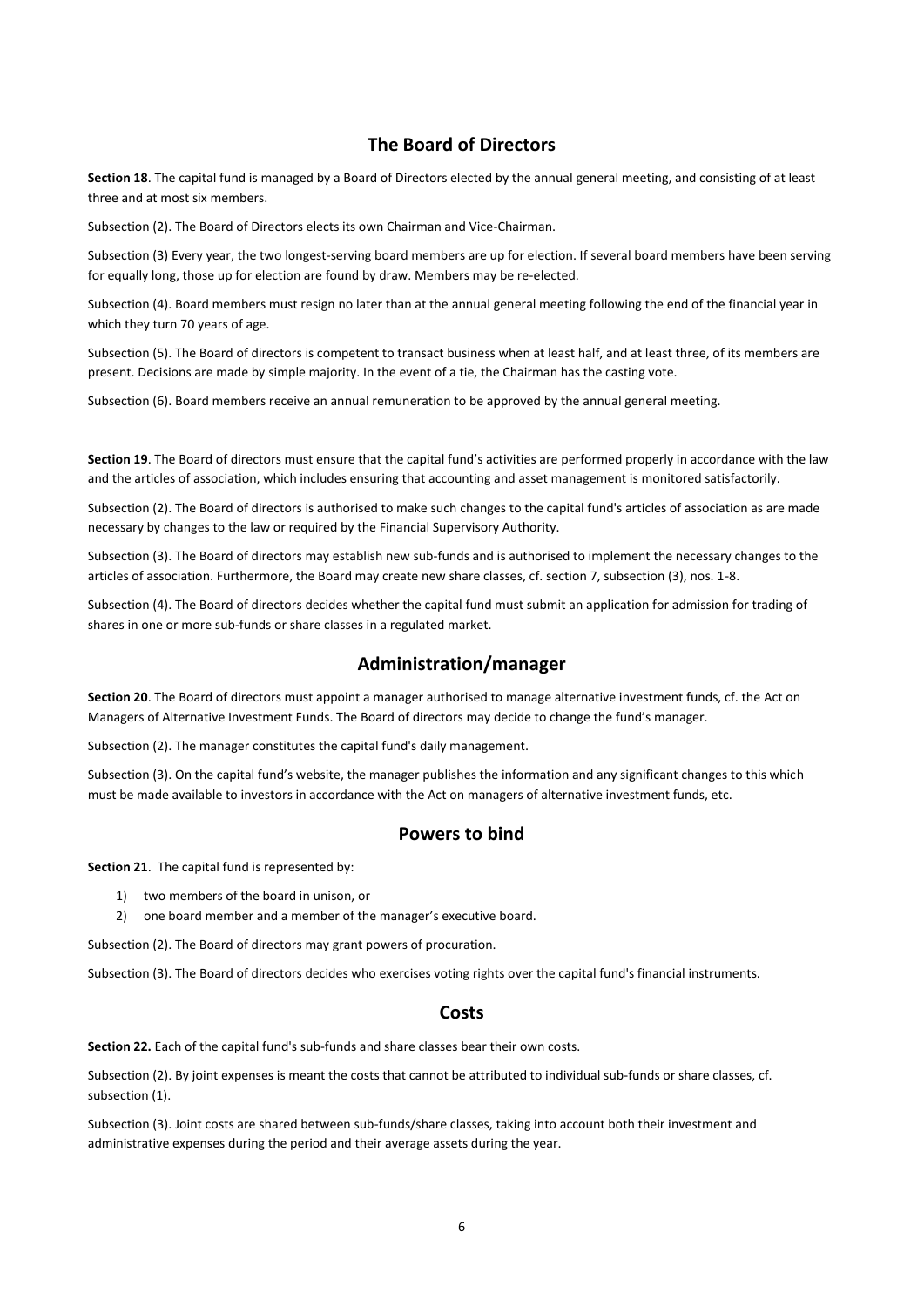## The Board of Directors

**Section 18**. The capital fund is managed by a Board of Directors elected by the annual general meeting, and consisting of at least three and at most six members.

Subsection (2). The Board of Directors elects its own Chairman and Vice-Chairman.

Subsection (3) Every year, the two longest-serving board members are up for election. If several board members have been serving for equally long, those up for election are found by draw. Members may be re-elected.

Subsection (4). Board members must resign no later than at the annual general meeting following the end of the financial year in which they turn 70 years of age.

Subsection (5). The Board of directors is competent to transact business when at least half, and at least three, of its members are present. Decisions are made by simple majority. In the event of a tie, the Chairman has the casting vote.

Subsection (6). Board members receive an annual remuneration to be approved by the annual general meeting.

**Section 19**. The Board of directors must ensure that the capital fund's activities are performed properly in accordance with the law and the articles of association, which includes ensuring that accounting and asset management is monitored satisfactorily.

Subsection (2). The Board of directors is authorised to make such changes to the capital fund's articles of association as are made necessary by changes to the law or required by the Financial Supervisory Authority.

Subsection (3). The Board of directors may establish new sub-funds and is authorised to implement the necessary changes to the articles of association. Furthermore, the Board may create new share classes, cf. section 7, subsection (3), nos. 1-8.

Subsection (4). The Board of directors decides whether the capital fund must submit an application for admission for trading of shares in one or more sub-funds or share classes in a regulated market.

## Administration/manager

**Section 20**. The Board of directors must appoint a manager authorised to manage alternative investment funds, cf. the Act on Managers of Alternative Investment Funds. The Board of directors may decide to change the fund's manager.

Subsection (2). The manager constitutes the capital fund's daily management.

Subsection (3). On the capital fund's website, the manager publishes the information and any significant changes to this which must be made available to investors in accordance with the Act on managers of alternative investment funds, etc.

## Powers to bind

**Section 21**. The capital fund is represented by:

1) two members of the board in unison, or
2) one board member and a member of the manager's executive board.

Subsection (2). The Board of directors may grant powers of procuration.

Subsection (3). The Board of directors decides who exercises voting rights over the capital fund's financial instruments.

## Costs

**Section 22.** Each of the capital fund's sub-funds and share classes bear their own costs.

Subsection (2). By joint expenses is meant the costs that cannot be attributed to individual sub-funds or share classes, cf. subsection (1).

Subsection (3). Joint costs are shared between sub-funds/share classes, taking into account both their investment and administrative expenses during the period and their average assets during the year.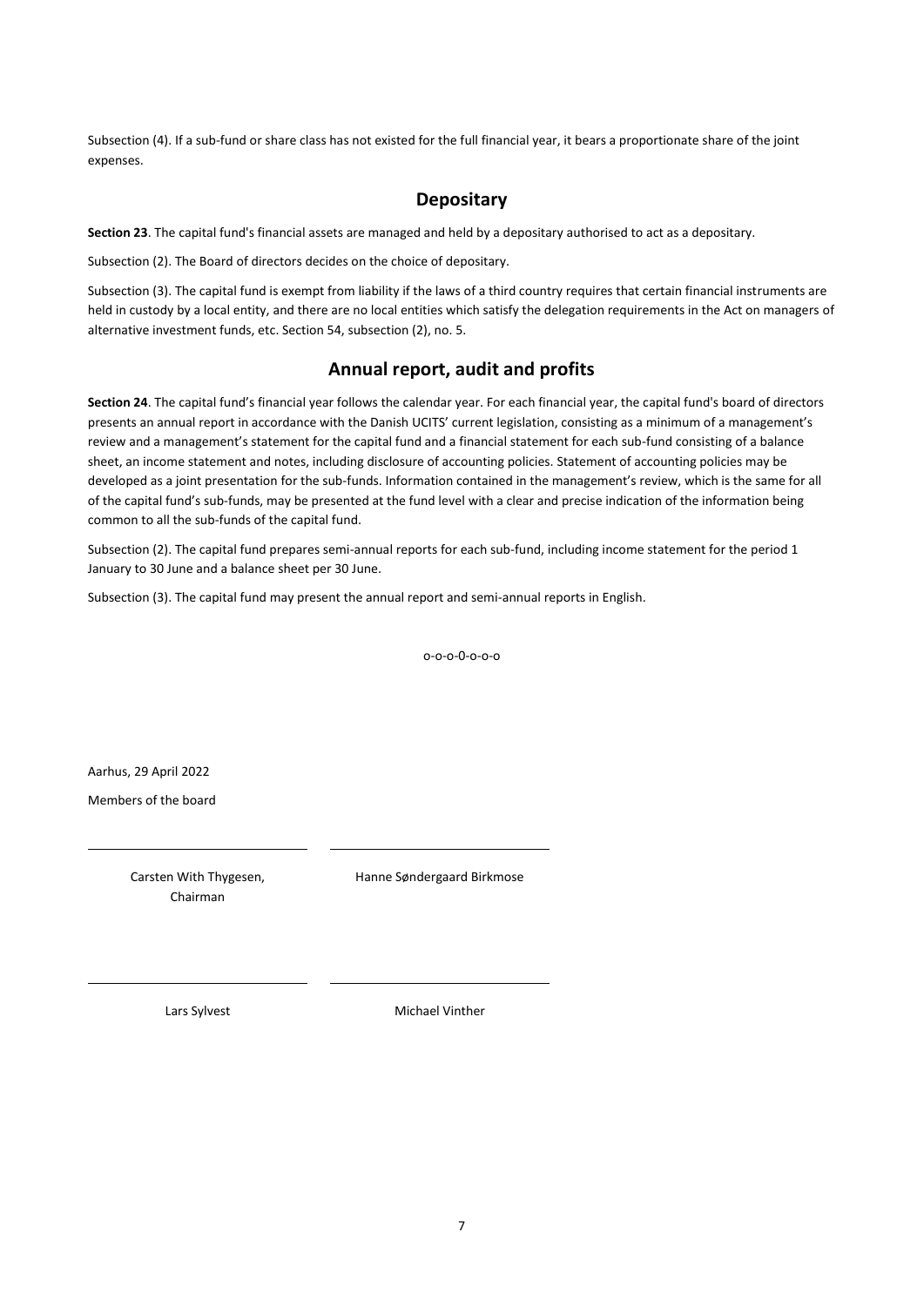Subsection (4). If a sub-fund or share class has not existed for the full financial year, it bears a proportionate share of the joint expenses.

## Depositary

**Section 23**. The capital fund's financial assets are managed and held by a depositary authorised to act as a depositary.

Subsection (2). The Board of directors decides on the choice of depositary.

Subsection (3). The capital fund is exempt from liability if the laws of a third country requires that certain financial instruments are held in custody by a local entity, and there are no local entities which satisfy the delegation requirements in the Act on managers of alternative investment funds, etc. Section 54, subsection (2), no. 5.

## Annual report, audit and profits

**Section 24**. The capital fund's financial year follows the calendar year. For each financial year, the capital fund's board of directors presents an annual report in accordance with the Danish UCITS' current legislation, consisting as a minimum of a management's review and a management's statement for the capital fund and a financial statement for each sub-fund consisting of a balance sheet, an income statement and notes, including disclosure of accounting policies. Statement of accounting policies may be developed as a joint presentation for the sub-funds. Information contained in the management's review, which is the same for all of the capital fund's sub-funds, may be presented at the fund level with a clear and precise indication of the information being common to all the sub-funds of the capital fund.

Subsection (2). The capital fund prepares semi-annual reports for each sub-fund, including income statement for the period 1 January to 30 June and a balance sheet per 30 June.

Subsection (3). The capital fund may present the annual report and semi-annual reports in English.

o-o-o-0-o-o-o

Aarhus, 29 April 2022

Members of the board

Carsten With Thygesen,
Chairman

Hanne Søndergaard Birkmose

Lars Sylvest

Michael Vinther